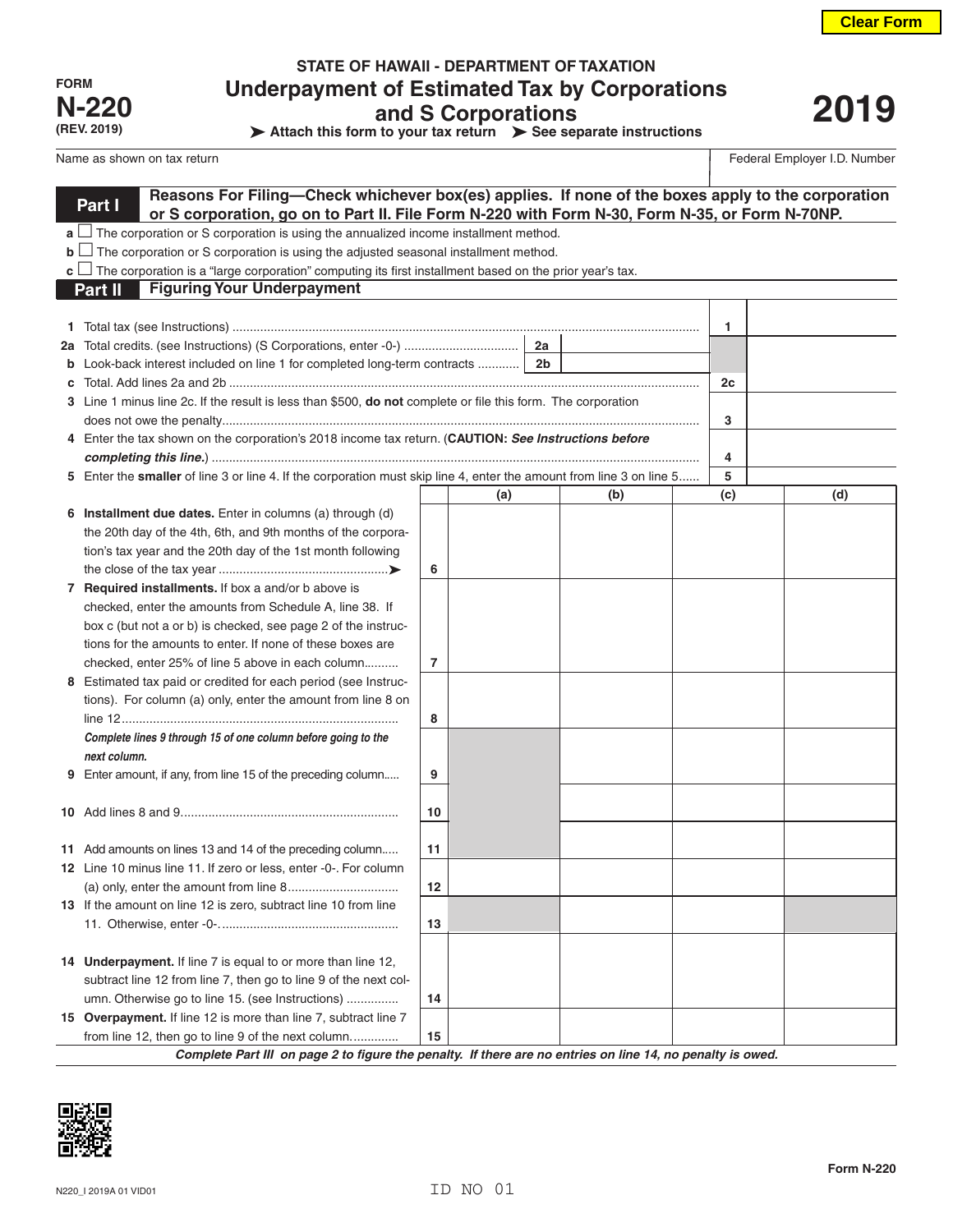Clear Form

FORM **N-220** (REV. 2019)

STATE OF HAWAII - DEPARTMENT OF TAXATION

# Underpayment of Estimated Tax by Corporations and S Corporations

**2019**

➤ Attach this form to your tax return ➤ See separate instructions

| Name as shown on tax return | Federal Employer I.D. Number |
|---|---|
| | |

## Part I Reasons For Filing—Check whichever box(es) applies. If none of the boxes apply to the corporation or S corporation, go on to Part II. File Form N-220 with Form N-30, Form N-35, or Form N-70NP.

- **a** ☐ The corporation or S corporation is using the annualized income installment method.
- **b** ☐ The corporation or S corporation is using the adjusted seasonal installment method.
- **c** ☐ The corporation is a "large corporation" computing its first installment based on the prior year's tax.

## Part II Figuring Your Underpayment

| Line | Description | | | Line | Amount |
|---|---|---|---|---|---|
| 1 | Total tax (see Instructions) | | | 1 | |
| 2a | Total credits. (see Instructions) (S Corporations, enter -0-) | 2a | | | |
| b | Look-back interest included on line 1 for completed long-term contracts | 2b | | | |
| c | Total. Add lines 2a and 2b | | | 2c | |
| 3 | Line 1 minus line 2c. If the result is less than $500, **do not** complete or file this form. The corporation does not owe the penalty | | | 3 | |
| 4 | Enter the tax shown on the corporation's 2018 income tax return. (**CAUTION:** *See Instructions before completing this line.*) | | | 4 | |
| 5 | Enter the **smaller** of line 3 or line 4. If the corporation must skip line 4, enter the amount from line 3 on line 5 | | | 5 | |

| Line | Description | | (a) | (b) | (c) | (d) |
|---|---|---|---|---|---|---|
| 6 | **Installment due dates.** Enter in columns (a) through (d) the 20th day of the 4th, 6th, and 9th months of the corporation's tax year and the 20th day of the 1st month following the close of the tax year ➤ | 6 | | | | |
| 7 | **Required installments.** If box a and/or b above is checked, enter the amounts from Schedule A, line 38. If box c (but not a or b) is checked, see page 2 of the instructions for the amounts to enter. If none of these boxes are checked, enter 25% of line 5 above in each column | 7 | | | | |
| 8 | Estimated tax paid or credited for each period (see Instructions). For column (a) only, enter the amount from line 8 on line 12 | 8 | | | | |
| | ***Complete lines 9 through 15 of one column before going to the next column.*** | | | | | |
| 9 | Enter amount, if any, from line 15 of the preceding column | 9 | | | | |
| 10 | Add lines 8 and 9 | 10 | | | | |
| 11 | Add amounts on lines 13 and 14 of the preceding column | 11 | | | | |
| 12 | Line 10 minus line 11. If zero or less, enter -0-. For column (a) only, enter the amount from line 8 | 12 | | | | |
| 13 | If the amount on line 12 is zero, subtract line 10 from line 11. Otherwise, enter -0- | 13 | | | | |
| 14 | **Underpayment.** If line 7 is equal to or more than line 12, subtract line 12 from line 7, then go to line 9 of the next column. Otherwise go to line 15. (see Instructions) | 14 | | | | |
| 15 | **Overpayment.** If line 12 is more than line 7, subtract line 7 from line 12, then go to line 9 of the next column | 15 | | | | |

***Complete Part III on page 2 to figure the penalty. If there are no entries on line 14, no penalty is owed.***

Form N-220

N220_I 2019A 01 VID01

ID NO 01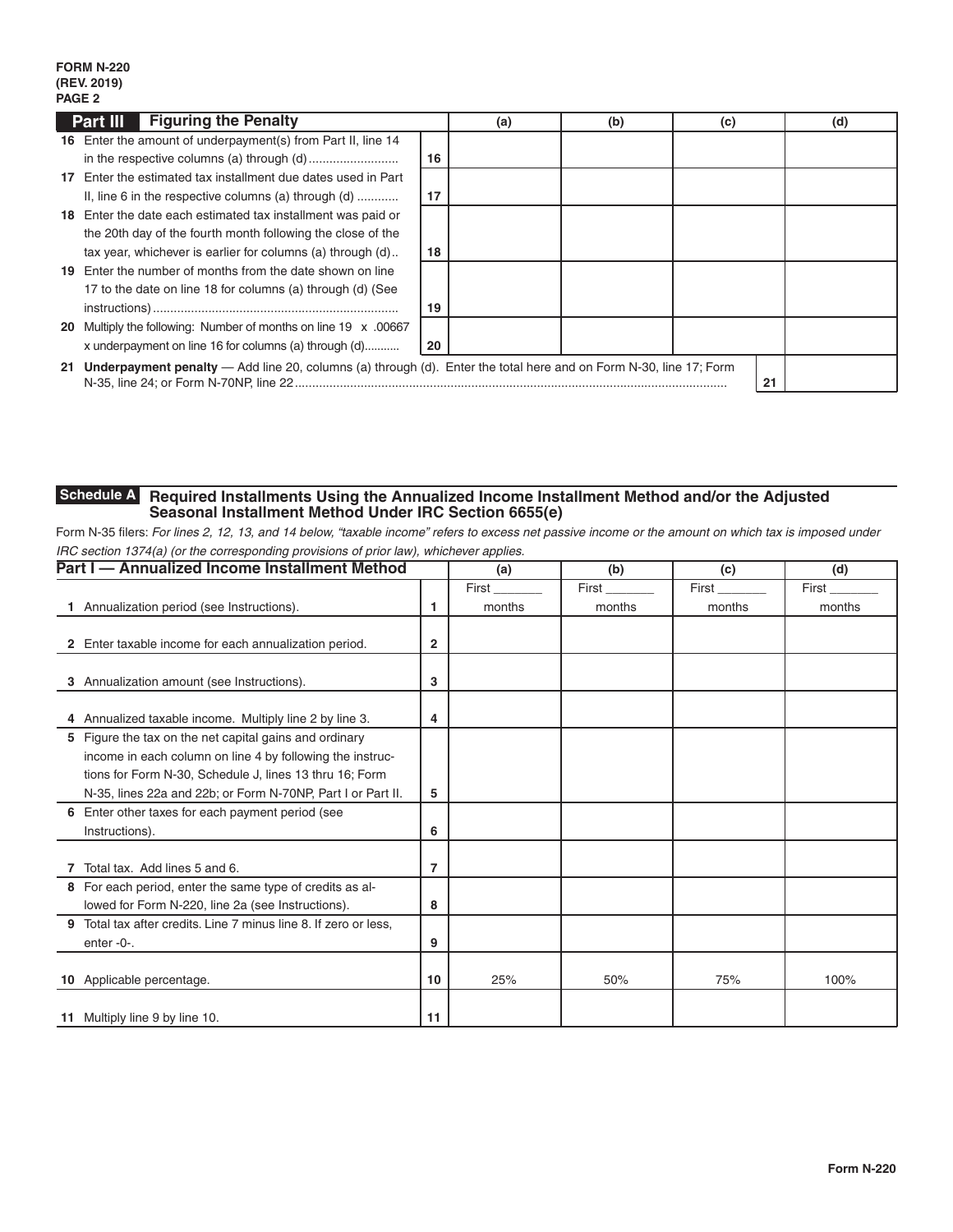FORM N-220
(REV. 2019)
PAGE 2

## Part III Figuring the Penalty

| | | (a) | (b) | (c) | (d) |
|---|---|---|---|---|---|
| **16** Enter the amount of underpayment(s) from Part II, line 14 in the respective columns (a) through (d) .......................... | 16 | | | | |
| **17** Enter the estimated tax installment due dates used in Part II, line 6 in the respective columns (a) through (d) ........... | 17 | | | | |
| **18** Enter the date each estimated tax installment was paid or the 20th day of the fourth month following the close of the tax year, whichever is earlier for columns (a) through (d).. | 18 | | | | |
| **19** Enter the number of months from the date shown on line 17 to the date on line 18 for columns (a) through (d) (See instructions) ....................................................................... | 19 | | | | |
| **20** Multiply the following: Number of months on line 19 x .00667 x underpayment on line 16 for columns (a) through (d).......... | 20 | | | | |

| | | |
|---|---|---|
| **21** **Underpayment penalty** — Add line 20, columns (a) through (d). Enter the total here and on Form N-30, line 17; Form N-35, line 24; or Form N-70NP, line 22 ............................................................................................................................ | 21 | |

## Schedule A Required Installments Using the Annualized Income Installment Method and/or the Adjusted Seasonal Installment Method Under IRC Section 6655(e)

Form N-35 filers: *For lines 2, 12, 13, and 14 below, "taxable income" refers to excess net passive income or the amount on which tax is imposed under IRC section 1374(a) (or the corresponding provisions of prior law), whichever applies.*

| **Part I — Annualized Income Installment Method** | | (a) | (b) | (c) | (d) |
|---|---|---|---|---|---|
| **1** Annualization period (see Instructions). | 1 | First _______ months | First _______ months | First _______ months | First _______ months |
| **2** Enter taxable income for each annualization period. | 2 | | | | |
| **3** Annualization amount (see Instructions). | 3 | | | | |
| **4** Annualized taxable income. Multiply line 2 by line 3. | 4 | | | | |
| **5** Figure the tax on the net capital gains and ordinary income in each column on line 4 by following the instructions for Form N-30, Schedule J, lines 13 thru 16; Form N-35, lines 22a and 22b; or Form N-70NP, Part I or Part II. | 5 | | | | |
| **6** Enter other taxes for each payment period (see Instructions). | 6 | | | | |
| **7** Total tax. Add lines 5 and 6. | 7 | | | | |
| **8** For each period, enter the same type of credits as allowed for Form N-220, line 2a (see Instructions). | 8 | | | | |
| **9** Total tax after credits. Line 7 minus line 8. If zero or less, enter -0-. | 9 | | | | |
| **10** Applicable percentage. | 10 | 25% | 50% | 75% | 100% |
| **11** Multiply line 9 by line 10. | 11 | | | | |

Form N-220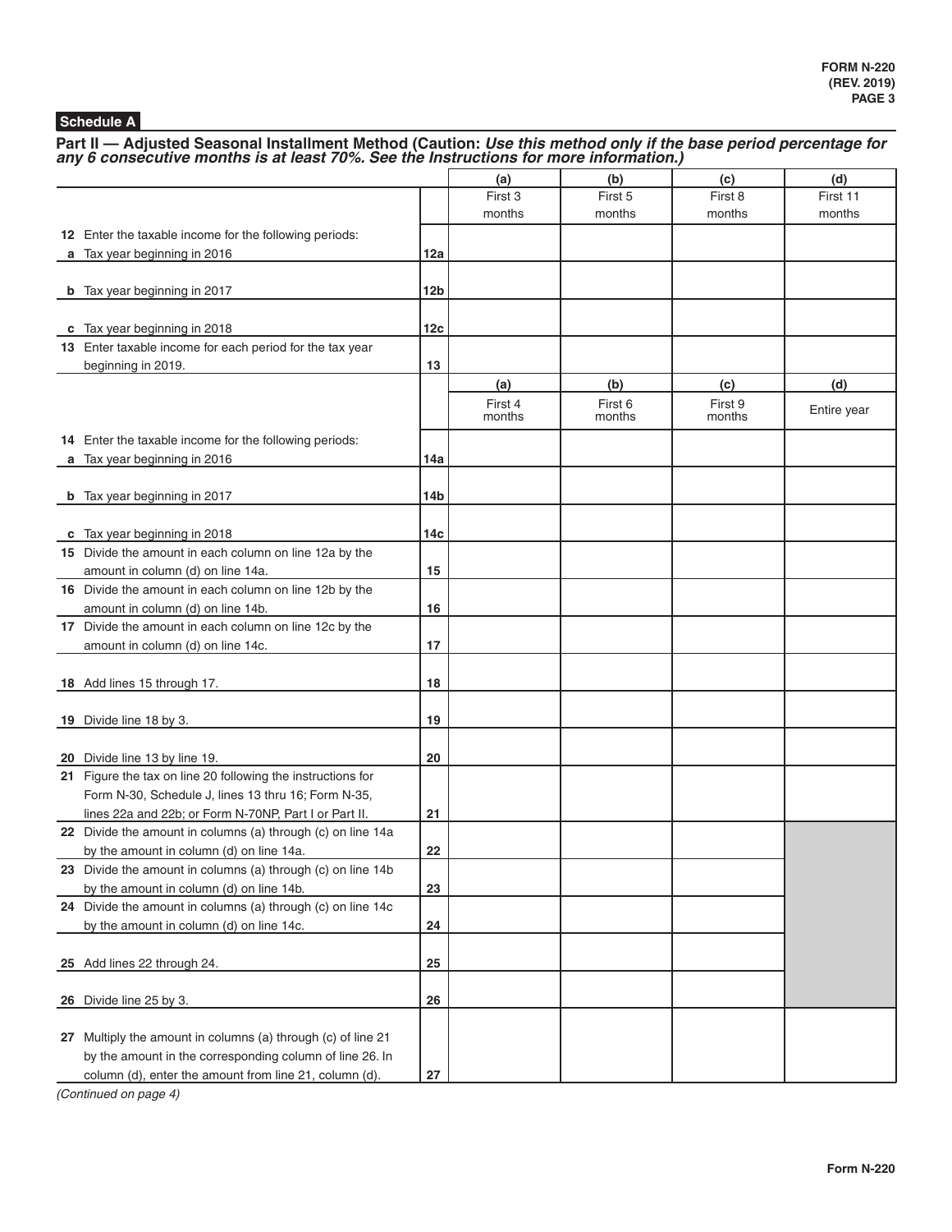**Schedule A**

## Part II — Adjusted Seasonal Installment Method (Caution: *Use this method only if the base period percentage for any 6 consecutive months is at least 70%. See the Instructions for more information.)*

| | | (a) | (b) | (c) | (d) |
|---|---|---|---|---|---|
| | | First 3 months | First 5 months | First 8 months | First 11 months |
| **12** Enter the taxable income for the following periods: | | | | | |
| **a** Tax year beginning in 2016 | **12a** | | | | |
| **b** Tax year beginning in 2017 | **12b** | | | | |
| **c** Tax year beginning in 2018 | **12c** | | | | |
| **13** Enter taxable income for each period for the tax year beginning in 2019. | **13** | | | | |
| | | **(a)** | **(b)** | **(c)** | **(d)** |
| | | First 4 months | First 6 months | First 9 months | Entire year |
| **14** Enter the taxable income for the following periods: | | | | | |
| **a** Tax year beginning in 2016 | **14a** | | | | |
| **b** Tax year beginning in 2017 | **14b** | | | | |
| **c** Tax year beginning in 2018 | **14c** | | | | |
| **15** Divide the amount in each column on line 12a by the amount in column (d) on line 14a. | **15** | | | | |
| **16** Divide the amount in each column on line 12b by the amount in column (d) on line 14b. | **16** | | | | |
| **17** Divide the amount in each column on line 12c by the amount in column (d) on line 14c. | **17** | | | | |
| **18** Add lines 15 through 17. | **18** | | | | |
| **19** Divide line 18 by 3. | **19** | | | | |
| **20** Divide line 13 by line 19. | **20** | | | | |
| **21** Figure the tax on line 20 following the instructions for Form N-30, Schedule J, lines 13 thru 16; Form N-35, lines 22a and 22b; or Form N-70NP, Part I or Part II. | **21** | | | | |
| **22** Divide the amount in columns (a) through (c) on line 14a by the amount in column (d) on line 14a. | **22** | | | | |
| **23** Divide the amount in columns (a) through (c) on line 14b by the amount in column (d) on line 14b. | **23** | | | | |
| **24** Divide the amount in columns (a) through (c) on line 14c by the amount in column (d) on line 14c. | **24** | | | | |
| **25** Add lines 22 through 24. | **25** | | | | |
| **26** Divide line 25 by 3. | **26** | | | | |
| **27** Multiply the amount in columns (a) through (c) of line 21 by the amount in the corresponding column of line 26. In column (d), enter the amount from line 21, column (d). | **27** | | | | |

*(Continued on page 4)*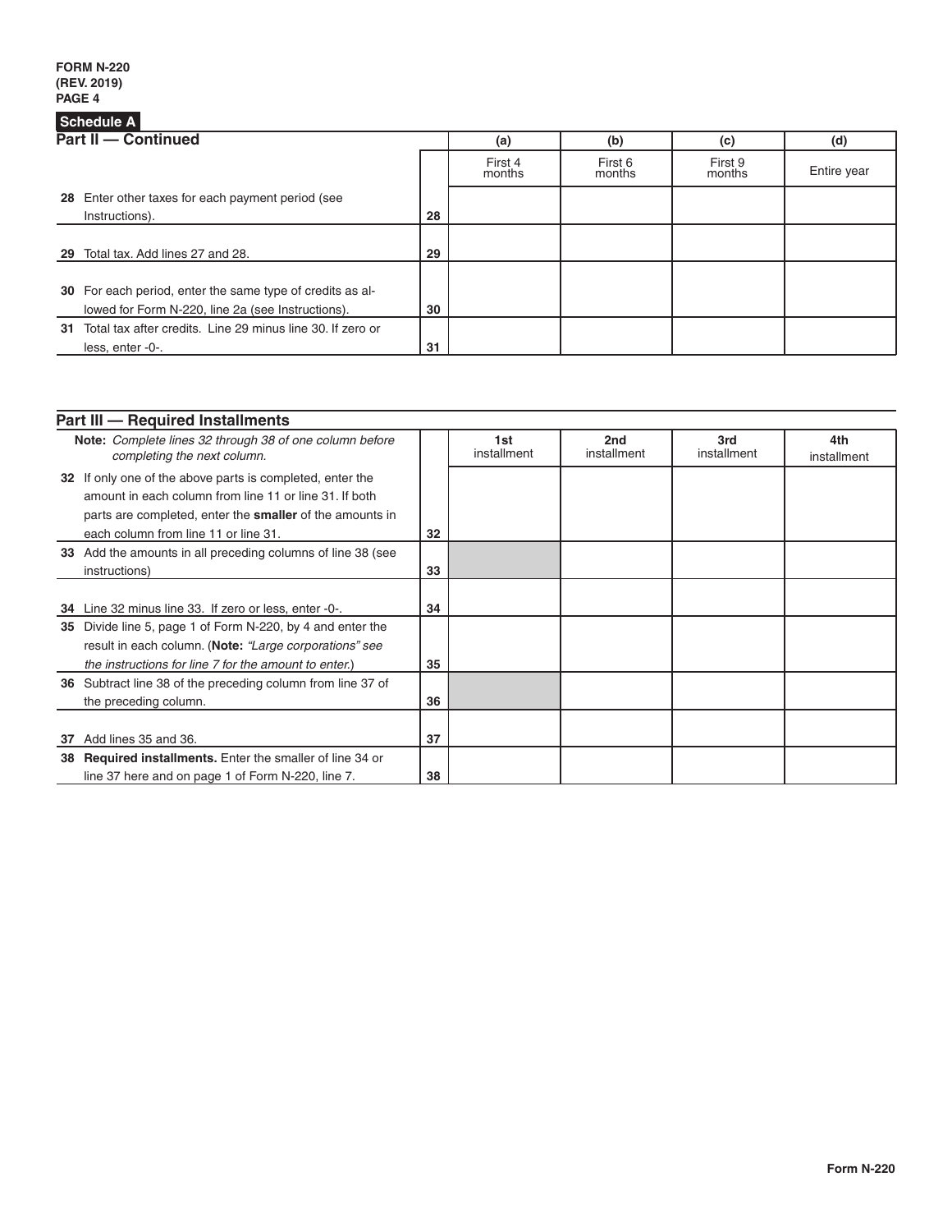FORM N-220
(REV. 2019)
PAGE 4

**Schedule A**

## Part II — Continued

| | | (a) | (b) | (c) | (d) |
|---|---|---|---|---|---|
| | | First 4 months | First 6 months | First 9 months | Entire year |
| **28** Enter other taxes for each payment period (see Instructions). | 28 | | | | |
| **29** Total tax. Add lines 27 and 28. | 29 | | | | |
| **30** For each period, enter the same type of credits as allowed for Form N-220, line 2a (see Instructions). | 30 | | | | |
| **31** Total tax after credits. Line 29 minus line 30. If zero or less, enter -0-. | 31 | | | | |

## Part III — Required Installments

| **Note:** *Complete lines 32 through 38 of one column before completing the next column.* | | 1st installment | 2nd installment | 3rd installment | 4th installment |
|---|---|---|---|---|---|
| **32** If only one of the above parts is completed, enter the amount in each column from line 11 or line 31. If both parts are completed, enter the **smaller** of the amounts in each column from line 11 or line 31. | 32 | | | | |
| **33** Add the amounts in all preceding columns of line 38 (see instructions) | 33 | | | | |
| **34** Line 32 minus line 33. If zero or less, enter -0-. | 34 | | | | |
| **35** Divide line 5, page 1 of Form N-220, by 4 and enter the result in each column. (**Note:** *"Large corporations" see the instructions for line 7 for the amount to enter.*) | 35 | | | | |
| **36** Subtract line 38 of the preceding column from line 37 of the preceding column. | 36 | | | | |
| **37** Add lines 35 and 36. | 37 | | | | |
| **38** **Required installments.** Enter the smaller of line 34 or line 37 here and on page 1 of Form N-220, line 7. | 38 | | | | |

Form N-220